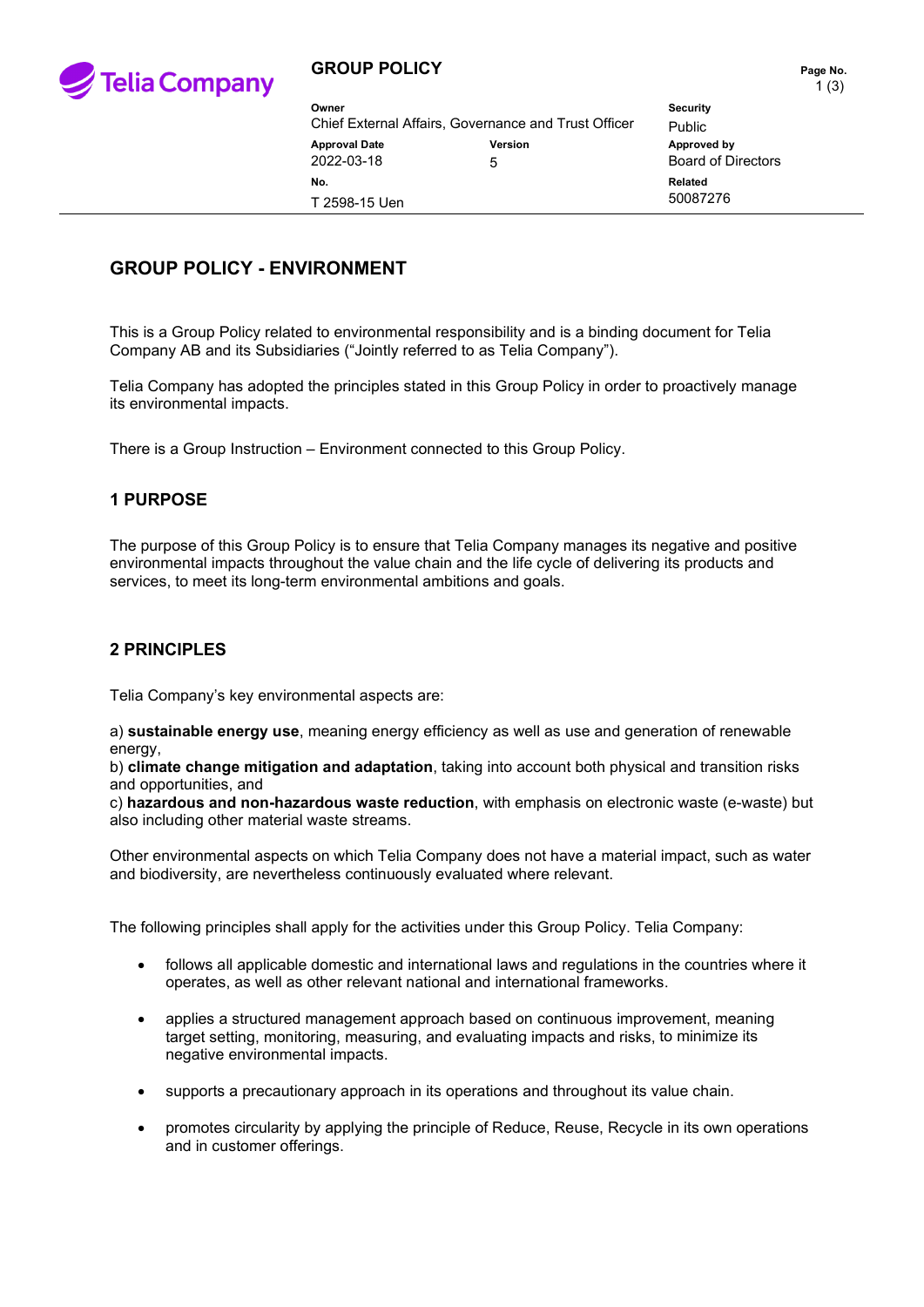**GROUP POLICY**

| Owner | | Security |
| --- | --- | --- |
| Chief External Affairs, Governance and Trust Officer | | Public |
| **Approval Date** | **Version** | **Approved by** |
| 2022-03-18 | 5 | Board of Directors |
| **No.** | | **Related** |
| T 2598-15 Uen | | 50087276 |

# GROUP POLICY - ENVIRONMENT

This is a Group Policy related to environmental responsibility and is a binding document for Telia Company AB and its Subsidiaries ("Jointly referred to as Telia Company").

Telia Company has adopted the principles stated in this Group Policy in order to proactively manage its environmental impacts.

There is a Group Instruction – Environment connected to this Group Policy.

## 1 PURPOSE

The purpose of this Group Policy is to ensure that Telia Company manages its negative and positive environmental impacts throughout the value chain and the life cycle of delivering its products and services, to meet its long-term environmental ambitions and goals.

## 2 PRINCIPLES

Telia Company's key environmental aspects are:

a) **sustainable energy use**, meaning energy efficiency as well as use and generation of renewable energy,
b) **climate change mitigation and adaptation**, taking into account both physical and transition risks and opportunities, and
c) **hazardous and non-hazardous waste reduction**, with emphasis on electronic waste (e-waste) but also including other material waste streams.

Other environmental aspects on which Telia Company does not have a material impact, such as water and biodiversity, are nevertheless continuously evaluated where relevant.

The following principles shall apply for the activities under this Group Policy. Telia Company:

- follows all applicable domestic and international laws and regulations in the countries where it operates, as well as other relevant national and international frameworks.
- applies a structured management approach based on continuous improvement, meaning target setting, monitoring, measuring, and evaluating impacts and risks, to minimize its negative environmental impacts.
- supports a precautionary approach in its operations and throughout its value chain.
- promotes circularity by applying the principle of Reduce, Reuse, Recycle in its own operations and in customer offerings.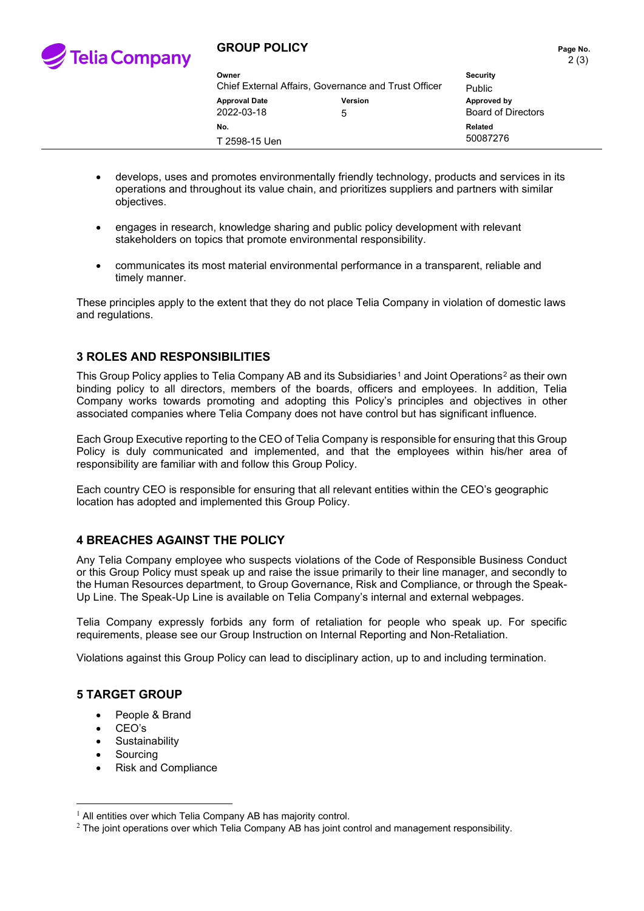- develops, uses and promotes environmentally friendly technology, products and services in its operations and throughout its value chain, and prioritizes suppliers and partners with similar objectives.
- engages in research, knowledge sharing and public policy development with relevant stakeholders on topics that promote environmental responsibility.
- communicates its most material environmental performance in a transparent, reliable and timely manner.

These principles apply to the extent that they do not place Telia Company in violation of domestic laws and regulations.

## 3 ROLES AND RESPONSIBILITIES

This Group Policy applies to Telia Company AB and its Subsidiaries[1] and Joint Operations[2] as their own binding policy to all directors, members of the boards, officers and employees. In addition, Telia Company works towards promoting and adopting this Policy's principles and objectives in other associated companies where Telia Company does not have control but has significant influence.

Each Group Executive reporting to the CEO of Telia Company is responsible for ensuring that this Group Policy is duly communicated and implemented, and that the employees within his/her area of responsibility are familiar with and follow this Group Policy.

Each country CEO is responsible for ensuring that all relevant entities within the CEO's geographic location has adopted and implemented this Group Policy.

## 4 BREACHES AGAINST THE POLICY

Any Telia Company employee who suspects violations of the Code of Responsible Business Conduct or this Group Policy must speak up and raise the issue primarily to their line manager, and secondly to the Human Resources department, to Group Governance, Risk and Compliance, or through the Speak-Up Line. The Speak-Up Line is available on Telia Company's internal and external webpages.

Telia Company expressly forbids any form of retaliation for people who speak up. For specific requirements, please see our Group Instruction on Internal Reporting and Non-Retaliation.

Violations against this Group Policy can lead to disciplinary action, up to and including termination.

## 5 TARGET GROUP

- People & Brand
- CEO's
- Sustainability
- Sourcing
- Risk and Compliance

---

[1] All entities over which Telia Company AB has majority control.

[2] The joint operations over which Telia Company AB has joint control and management responsibility.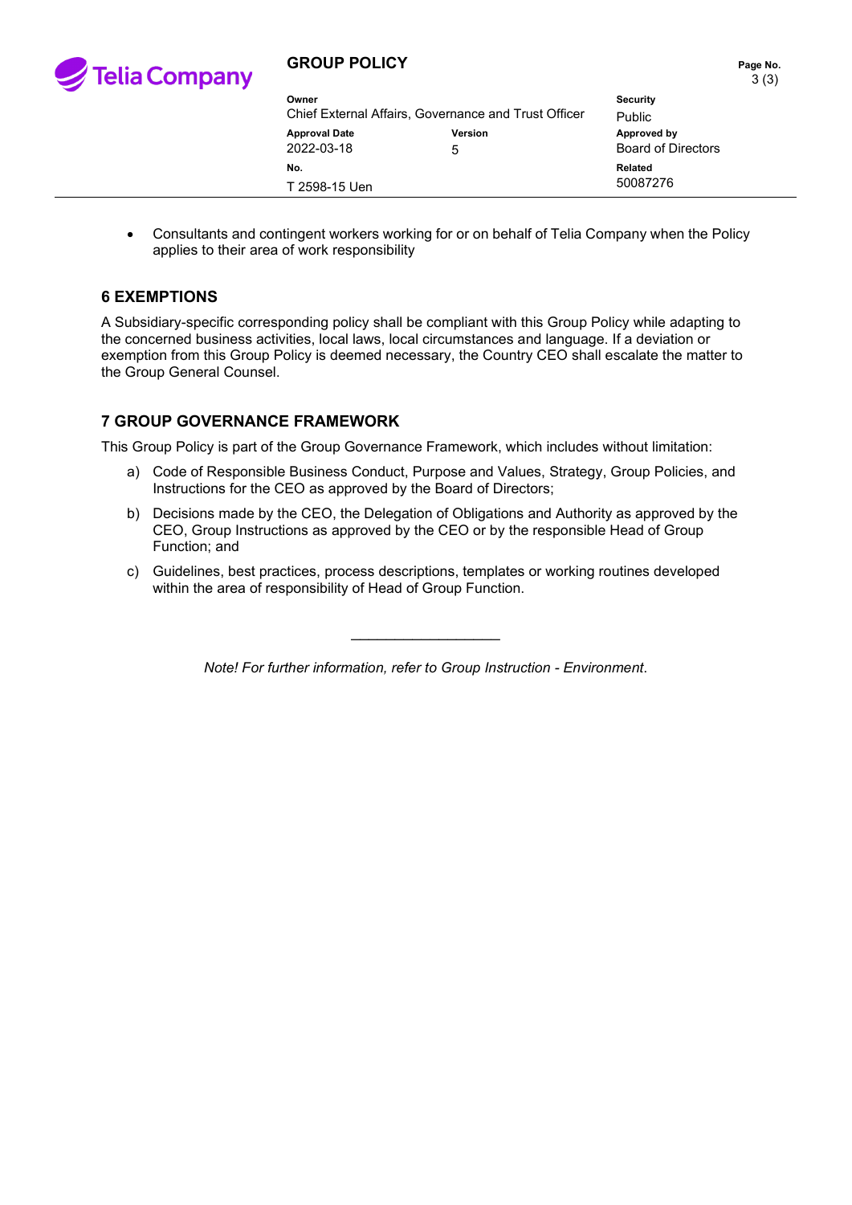- Consultants and contingent workers working for or on behalf of Telia Company when the Policy applies to their area of work responsibility

## 6 EXEMPTIONS

A Subsidiary-specific corresponding policy shall be compliant with this Group Policy while adapting to the concerned business activities, local laws, local circumstances and language. If a deviation or exemption from this Group Policy is deemed necessary, the Country CEO shall escalate the matter to the Group General Counsel.

## 7 GROUP GOVERNANCE FRAMEWORK

This Group Policy is part of the Group Governance Framework, which includes without limitation:

a) Code of Responsible Business Conduct, Purpose and Values, Strategy, Group Policies, and Instructions for the CEO as approved by the Board of Directors;

b) Decisions made by the CEO, the Delegation of Obligations and Authority as approved by the CEO, Group Instructions as approved by the CEO or by the responsible Head of Group Function; and

c) Guidelines, best practices, process descriptions, templates or working routines developed within the area of responsibility of Head of Group Function.

___________________

*Note! For further information, refer to Group Instruction - Environment.*